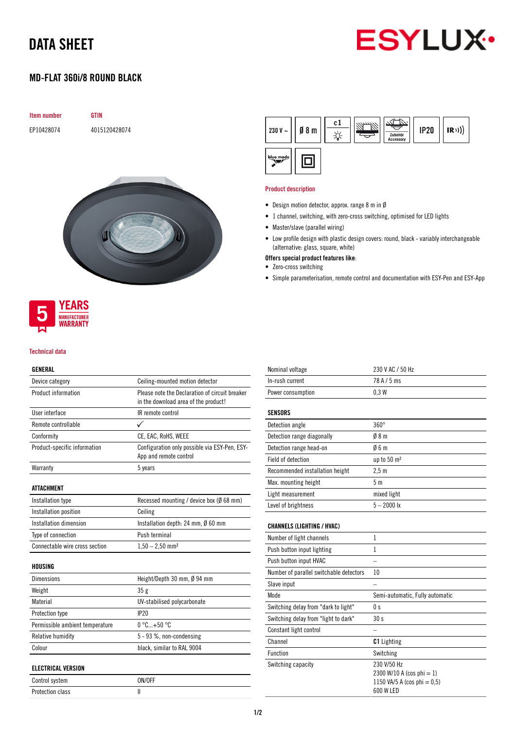# DATA SHEET

ESYLUX

## MD-FLAT 360i/8 ROUND BLACK

| Item number | GTIN |
| --- | --- |
| EP10428074 | 4015120428074 |

230 V ~ | Ø 8 m | c1 | Zubehör Accessory | IP20 | IR | blue mode

### Product description

- Design motion detector, approx. range 8 m in Ø
- 1 channel, switching, with zero-cross switching, optimised for LED lights
- Master/slave (parallel wiring)
- Low profile design with plastic design covers: round, black - variably interchangeable (alternative: glass, square, white)

**Offers special product features like:**

- Zero-cross switching
- Simple parameterisation, remote control and documentation with ESY-Pen and ESY-App

5 YEARS MANUFACTURER WARRANTY

### Technical data

| GENERAL | |
| --- | --- |
| Device category | Ceiling-mounted motion detector |
| Product information | Please note the Declaration of circuit breaker in the download area of the product! |
| User interface | IR remote control |
| Remote controllable | ✓ |
| Conformity | CE, EAC, RoHS, WEEE |
| Product-specific information | Configuration only possible via ESY-Pen, ESY-App and remote control |
| Warranty | 5 years |

| ATTACHMENT | |
| --- | --- |
| Installation type | Recessed mounting / device box (Ø 68 mm) |
| Installation position | Ceiling |
| Installation dimension | Installation depth: 24 mm, Ø 60 mm |
| Type of connection | Push terminal |
| Connectable wire cross section | 1,50 – 2,50 mm² |

| HOUSING | |
| --- | --- |
| Dimensions | Height/Depth 30 mm, Ø 94 mm |
| Weight | 35 g |
| Material | UV-stabilised polycarbonate |
| Protection type | IP20 |
| Permissible ambient temperature | 0 °C...+50 °C |
| Relative humidity | 5 - 93 %, non-condensing |
| Colour | black, similar to RAL 9004 |

| ELECTRICAL VERSION | |
| --- | --- |
| Control system | ON/OFF |
| Protection class | II |
| Nominal voltage | 230 V AC / 50 Hz |
| In-rush current | 78 A / 5 ms |
| Power consumption | 0,3 W |

| SENSORS | |
| --- | --- |
| Detection angle | 360° |
| Detection range diagonally | Ø 8 m |
| Detection range head-on | Ø 6 m |
| Field of detection | up to 50 m² |
| Recommended installation height | 2,5 m |
| Max. mounting height | 5 m |
| Light measurement | mixed light |
| Level of brightness | 5 – 2000 lx |

| CHANNELS (LIGHTING / HVAC) | |
| --- | --- |
| Number of light channels | 1 |
| Push button input lighting | 1 |
| Push button input HVAC | – |
| Number of parallel switchable detectors | 10 |
| Slave input | – |
| Mode | Semi-automatic, Fully automatic |
| Switching delay from "dark to light" | 0 s |
| Switching delay from "light to dark" | 30 s |
| Constant light control | – |
| Channel | **C1** Lighting |
| Function | Switching |
| Switching capacity | 230 V/50 Hz<br>2300 W/10 A (cos phi = 1)<br>1150 VA/5 A (cos phi = 0,5)<br>600 W LED |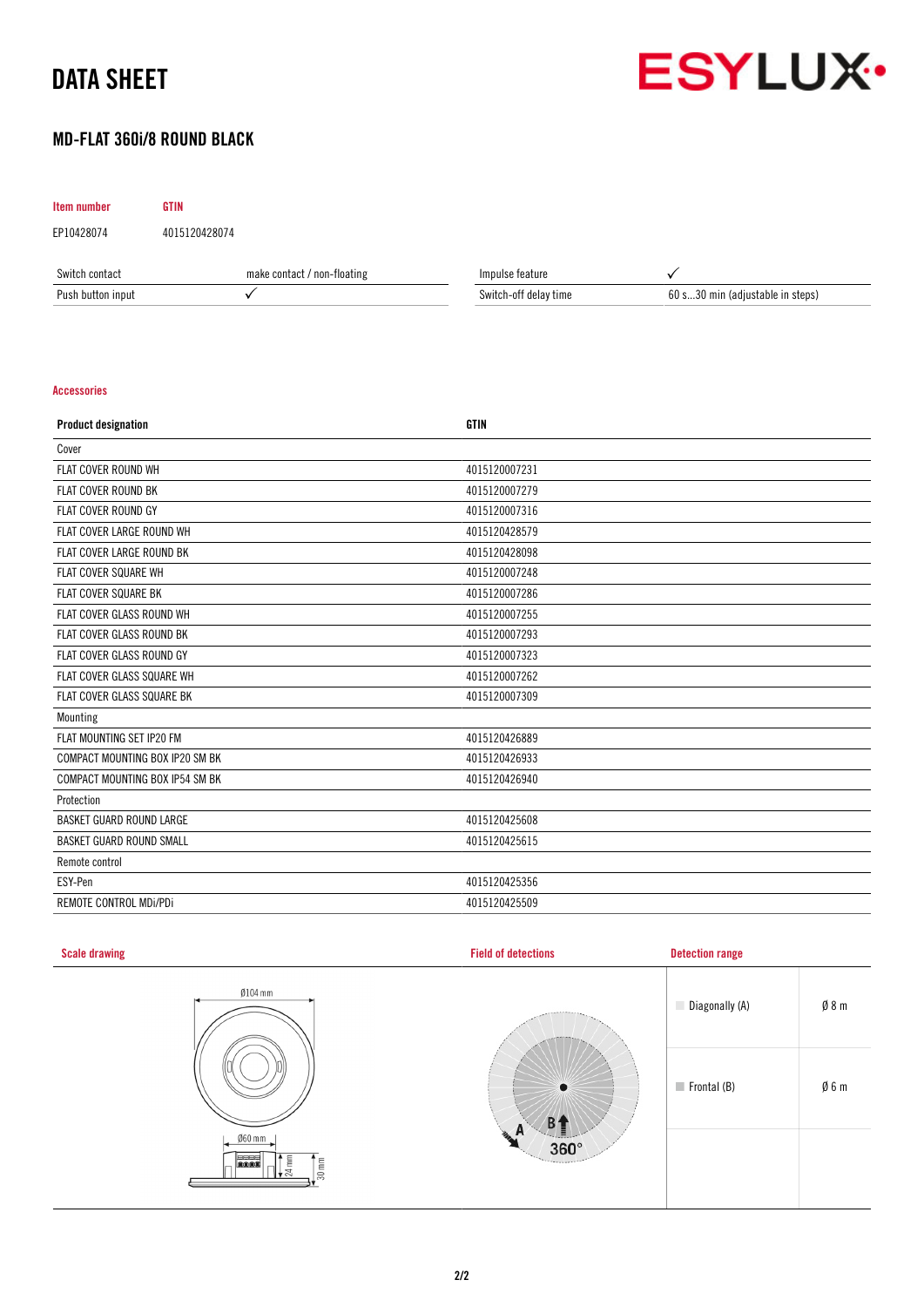# DATA SHEET

## MD-FLAT 360i/8 ROUND BLACK

| Item number | GTIN |
|---|---|
| EP10428074 | 4015120428074 |

| | | | |
|---|---|---|---|
| Switch contact | make contact / non-floating | Impulse feature | ✓ |
| Push button input | ✓ | Switch-off delay time | 60 s...30 min (adjustable in steps) |

### Accessories

| Product designation | GTIN |
|---|---|
| Cover | |
| FLAT COVER ROUND WH | 4015120007231 |
| FLAT COVER ROUND BK | 4015120007279 |
| FLAT COVER ROUND GY | 4015120007316 |
| FLAT COVER LARGE ROUND WH | 4015120428579 |
| FLAT COVER LARGE ROUND BK | 4015120428098 |
| FLAT COVER SQUARE WH | 4015120007248 |
| FLAT COVER SQUARE BK | 4015120007286 |
| FLAT COVER GLASS ROUND WH | 4015120007255 |
| FLAT COVER GLASS ROUND BK | 4015120007293 |
| FLAT COVER GLASS ROUND GY | 4015120007323 |
| FLAT COVER GLASS SQUARE WH | 4015120007262 |
| FLAT COVER GLASS SQUARE BK | 4015120007309 |
| Mounting | |
| FLAT MOUNTING SET IP20 FM | 4015120426889 |
| COMPACT MOUNTING BOX IP20 SM BK | 4015120426933 |
| COMPACT MOUNTING BOX IP54 SM BK | 4015120426940 |
| Protection | |
| BASKET GUARD ROUND LARGE | 4015120425608 |
| BASKET GUARD ROUND SMALL | 4015120425615 |
| Remote control | |
| ESY-Pen | 4015120425356 |
| REMOTE CONTROL MDi/PDi | 4015120425509 |

### Scale drawing

Ø104 mm
Ø60 mm
24 mm
30 mm

### Field of detections

A
B
360°

### Detection range

| | |
|---|---|
| Diagonally (A) | Ø 8 m |
| Frontal (B) | Ø 6 m |